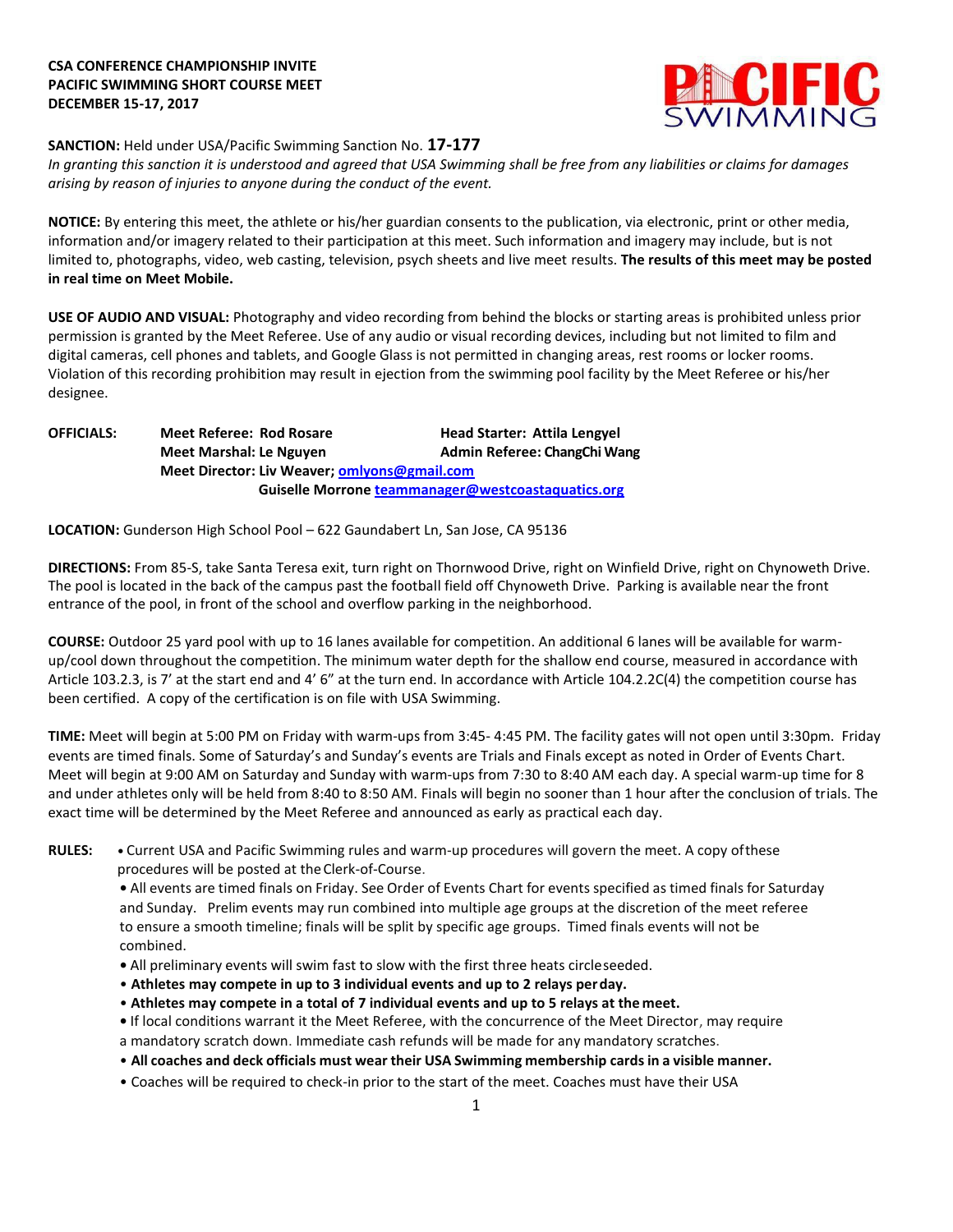**CSA CONFERENCE CHAMPIONSHIP INVITE**
**PACIFIC SWIMMING SHORT COURSE MEET**
**DECEMBER 15-17, 2017**

**SANCTION:** Held under USA/Pacific Swimming Sanction No. **17-177**
*In granting this sanction it is understood and agreed that USA Swimming shall be free from any liabilities or claims for damages arising by reason of injuries to anyone during the conduct of the event.*

**NOTICE:** By entering this meet, the athlete or his/her guardian consents to the publication, via electronic, print or other media, information and/or imagery related to their participation at this meet. Such information and imagery may include, but is not limited to, photographs, video, web casting, television, psych sheets and live meet results. **The results of this meet may be posted in real time on Meet Mobile.**

**USE OF AUDIO AND VISUAL:** Photography and video recording from behind the blocks or starting areas is prohibited unless prior permission is granted by the Meet Referee. Use of any audio or visual recording devices, including but not limited to film and digital cameras, cell phones and tablets, and Google Glass is not permitted in changing areas, rest rooms or locker rooms. Violation of this recording prohibition may result in ejection from the swimming pool facility by the Meet Referee or his/her designee.

**OFFICIALS:**
**Meet Referee: Rod Rosare** — **Head Starter: Attila Lengyel**
**Meet Marshal: Le Nguyen** — **Admin Referee: ChangChi Wang**
**Meet Director: Liv Weaver; omlyons@gmail.com**
**Guiselle Morrone teammanager@westcoastaquatics.org**

**LOCATION:** Gunderson High School Pool – 622 Gaundabert Ln, San Jose, CA 95136

**DIRECTIONS:** From 85-S, take Santa Teresa exit, turn right on Thornwood Drive, right on Winfield Drive, right on Chynoweth Drive. The pool is located in the back of the campus past the football field off Chynoweth Drive. Parking is available near the front entrance of the pool, in front of the school and overflow parking in the neighborhood.

**COURSE:** Outdoor 25 yard pool with up to 16 lanes available for competition. An additional 6 lanes will be available for warm-up/cool down throughout the competition. The minimum water depth for the shallow end course, measured in accordance with Article 103.2.3, is 7' at the start end and 4' 6" at the turn end. In accordance with Article 104.2.2C(4) the competition course has been certified. A copy of the certification is on file with USA Swimming.

**TIME:** Meet will begin at 5:00 PM on Friday with warm-ups from 3:45- 4:45 PM. The facility gates will not open until 3:30pm. Friday events are timed finals. Some of Saturday's and Sunday's events are Trials and Finals except as noted in Order of Events Chart. Meet will begin at 9:00 AM on Saturday and Sunday with warm-ups from 7:30 to 8:40 AM each day. A special warm-up time for 8 and under athletes only will be held from 8:40 to 8:50 AM. Finals will begin no sooner than 1 hour after the conclusion of trials. The exact time will be determined by the Meet Referee and announced as early as practical each day.

**RULES:**

- Current USA and Pacific Swimming rules and warm-up procedures will govern the meet. A copy of these procedures will be posted at the Clerk-of-Course.
- All events are timed finals on Friday. See Order of Events Chart for events specified as timed finals for Saturday and Sunday. Prelim events may run combined into multiple age groups at the discretion of the meet referee to ensure a smooth timeline; finals will be split by specific age groups. Timed finals events will not be combined.
- All preliminary events will swim fast to slow with the first three heats circle seeded.
- **Athletes may compete in up to 3 individual events and up to 2 relays per day.**
- **Athletes may compete in a total of 7 individual events and up to 5 relays at the meet.**
- If local conditions warrant it the Meet Referee, with the concurrence of the Meet Director, may require a mandatory scratch down. Immediate cash refunds will be made for any mandatory scratches.
- **All coaches and deck officials must wear their USA Swimming membership cards in a visible manner.**
- Coaches will be required to check-in prior to the start of the meet. Coaches must have their USA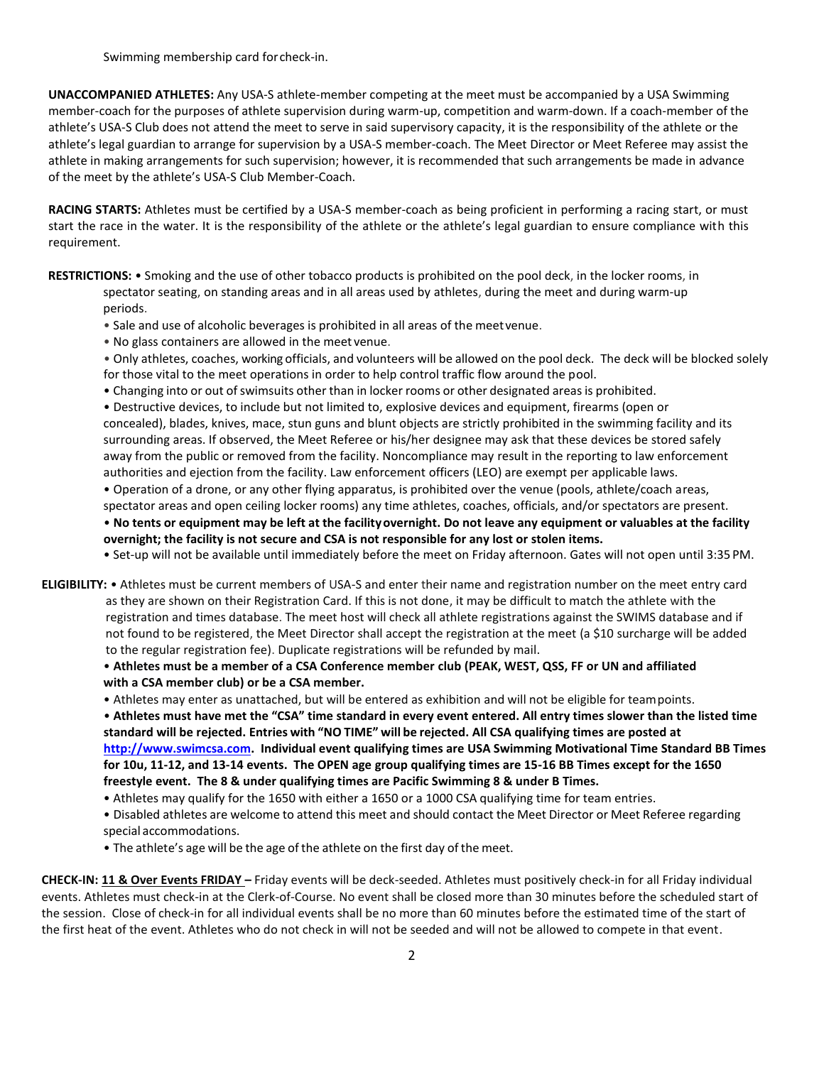Swimming membership card for check-in.

**UNACCOMPANIED ATHLETES:** Any USA-S athlete-member competing at the meet must be accompanied by a USA Swimming member-coach for the purposes of athlete supervision during warm-up, competition and warm-down. If a coach-member of the athlete's USA-S Club does not attend the meet to serve in said supervisory capacity, it is the responsibility of the athlete or the athlete's legal guardian to arrange for supervision by a USA-S member-coach. The Meet Director or Meet Referee may assist the athlete in making arrangements for such supervision; however, it is recommended that such arrangements be made in advance of the meet by the athlete's USA-S Club Member-Coach.

**RACING STARTS:** Athletes must be certified by a USA-S member-coach as being proficient in performing a racing start, or must start the race in the water. It is the responsibility of the athlete or the athlete's legal guardian to ensure compliance with this requirement.

**RESTRICTIONS:**
- Smoking and the use of other tobacco products is prohibited on the pool deck, in the locker rooms, in spectator seating, on standing areas and in all areas used by athletes, during the meet and during warm-up periods.
- Sale and use of alcoholic beverages is prohibited in all areas of the meet venue.
- No glass containers are allowed in the meet venue.
- Only athletes, coaches, working officials, and volunteers will be allowed on the pool deck. The deck will be blocked solely for those vital to the meet operations in order to help control traffic flow around the pool.
- Changing into or out of swimsuits other than in locker rooms or other designated areas is prohibited.
- Destructive devices, to include but not limited to, explosive devices and equipment, firearms (open or concealed), blades, knives, mace, stun guns and blunt objects are strictly prohibited in the swimming facility and its surrounding areas. If observed, the Meet Referee or his/her designee may ask that these devices be stored safely away from the public or removed from the facility. Noncompliance may result in the reporting to law enforcement authorities and ejection from the facility. Law enforcement officers (LEO) are exempt per applicable laws.
- Operation of a drone, or any other flying apparatus, is prohibited over the venue (pools, athlete/coach areas, spectator areas and open ceiling locker rooms) any time athletes, coaches, officials, and/or spectators are present.
- **No tents or equipment may be left at the facility overnight. Do not leave any equipment or valuables at the facility overnight; the facility is not secure and CSA is not responsible for any lost or stolen items.**
- Set-up will not be available until immediately before the meet on Friday afternoon. Gates will not open until 3:35 PM.

**ELIGIBILITY:**
- Athletes must be current members of USA-S and enter their name and registration number on the meet entry card as they are shown on their Registration Card. If this is not done, it may be difficult to match the athlete with the registration and times database. The meet host will check all athlete registrations against the SWIMS database and if not found to be registered, the Meet Director shall accept the registration at the meet (a $10 surcharge will be added to the regular registration fee). Duplicate registrations will be refunded by mail.
- **Athletes must be a member of a CSA Conference member club (PEAK, WEST, QSS, FF or UN and affiliated with a CSA member club) or be a CSA member.**
- Athletes may enter as unattached, but will be entered as exhibition and will not be eligible for team points.
- **Athletes must have met the "CSA" time standard in every event entered. All entry times slower than the listed time standard will be rejected. Entries with "NO TIME" will be rejected. All CSA qualifying times are posted at [http://www.swimcsa.com](http://www.swimcsa.com). Individual event qualifying times are USA Swimming Motivational Time Standard BB Times for 10u, 11-12, and 13-14 events. The OPEN age group qualifying times are 15-16 BB Times except for the 1650 freestyle event. The 8 & under qualifying times are Pacific Swimming 8 & under B Times.**
- Athletes may qualify for the 1650 with either a 1650 or a 1000 CSA qualifying time for team entries.
- Disabled athletes are welcome to attend this meet and should contact the Meet Director or Meet Referee regarding special accommodations.
- The athlete's age will be the age of the athlete on the first day of the meet.

**CHECK-IN:** **<u>11 & Over Events FRIDAY</u> –** Friday events will be deck-seeded. Athletes must positively check-in for all Friday individual events. Athletes must check-in at the Clerk-of-Course. No event shall be closed more than 30 minutes before the scheduled start of the session. Close of check-in for all individual events shall be no more than 60 minutes before the estimated time of the start of the first heat of the event. Athletes who do not check in will not be seeded and will not be allowed to compete in that event.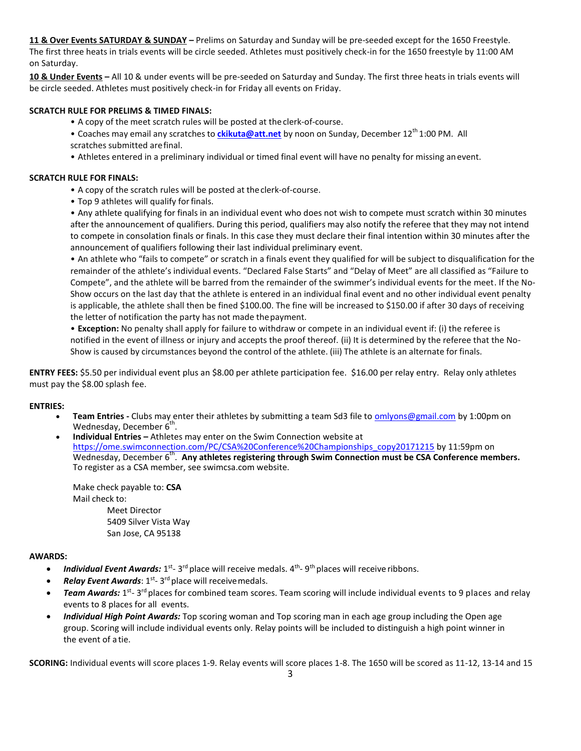**11 & Over Events SATURDAY & SUNDAY –** Prelims on Saturday and Sunday will be pre-seeded except for the 1650 Freestyle. The first three heats in trials events will be circle seeded. Athletes must positively check-in for the 1650 freestyle by 11:00 AM on Saturday.

**10 & Under Events –** All 10 & under events will be pre-seeded on Saturday and Sunday. The first three heats in trials events will be circle seeded. Athletes must positively check-in for Friday all events on Friday.

**SCRATCH RULE FOR PRELIMS & TIMED FINALS:**

- A copy of the meet scratch rules will be posted at the clerk-of-course.
- Coaches may email any scratches to **ckikuta@att.net** by noon on Sunday, December 12th 1:00 PM. All scratches submitted are final.
- Athletes entered in a preliminary individual or timed final event will have no penalty for missing an event.

**SCRATCH RULE FOR FINALS:**

- A copy of the scratch rules will be posted at the clerk-of-course.
- Top 9 athletes will qualify for finals.
- Any athlete qualifying for finals in an individual event who does not wish to compete must scratch within 30 minutes after the announcement of qualifiers. During this period, qualifiers may also notify the referee that they may not intend to compete in consolation finals or finals. In this case they must declare their final intention within 30 minutes after the announcement of qualifiers following their last individual preliminary event.
- An athlete who "fails to compete" or scratch in a finals event they qualified for will be subject to disqualification for the remainder of the athlete's individual events. "Declared False Starts" and "Delay of Meet" are all classified as "Failure to Compete", and the athlete will be barred from the remainder of the swimmer's individual events for the meet. If the No-Show occurs on the last day that the athlete is entered in an individual final event and no other individual event penalty is applicable, the athlete shall then be fined $100.00. The fine will be increased to $150.00 if after 30 days of receiving the letter of notification the party has not made the payment.
- **Exception:** No penalty shall apply for failure to withdraw or compete in an individual event if: (i) the referee is notified in the event of illness or injury and accepts the proof thereof. (ii) It is determined by the referee that the No-Show is caused by circumstances beyond the control of the athlete. (iii) The athlete is an alternate for finals.

**ENTRY FEES:** $5.50 per individual event plus an $8.00 per athlete participation fee. $16.00 per relay entry. Relay only athletes must pay the $8.00 splash fee.

**ENTRIES:**

- **Team Entries -** Clubs may enter their athletes by submitting a team Sd3 file to omlyons@gmail.com by 1:00pm on Wednesday, December 6th.
- **Individual Entries –** Athletes may enter on the Swim Connection website at https://ome.swimconnection.com/PC/CSA%20Conference%20Championships_copy20171215 by 11:59pm on Wednesday, December 6th. **Any athletes registering through Swim Connection must be CSA Conference members.** To register as a CSA member, see swimcsa.com website.

  Make check payable to: **CSA**
  Mail check to:

  Meet Director
  5409 Silver Vista Way
  San Jose, CA 95138

**AWARDS:**

- ***Individual Event Awards:*** 1st- 3rd place will receive medals. 4th- 9th places will receive ribbons.
- ***Relay Event Awards***: 1st- 3rd place will receive medals.
- ***Team Awards:*** 1st- 3rd places for combined team scores. Team scoring will include individual events to 9 places and relay events to 8 places for all events.
- ***Individual High Point Awards:*** Top scoring woman and Top scoring man in each age group including the Open age group. Scoring will include individual events only. Relay points will be included to distinguish a high point winner in the event of a tie.

**SCORING:** Individual events will score places 1-9. Relay events will score places 1-8. The 1650 will be scored as 11-12, 13-14 and 15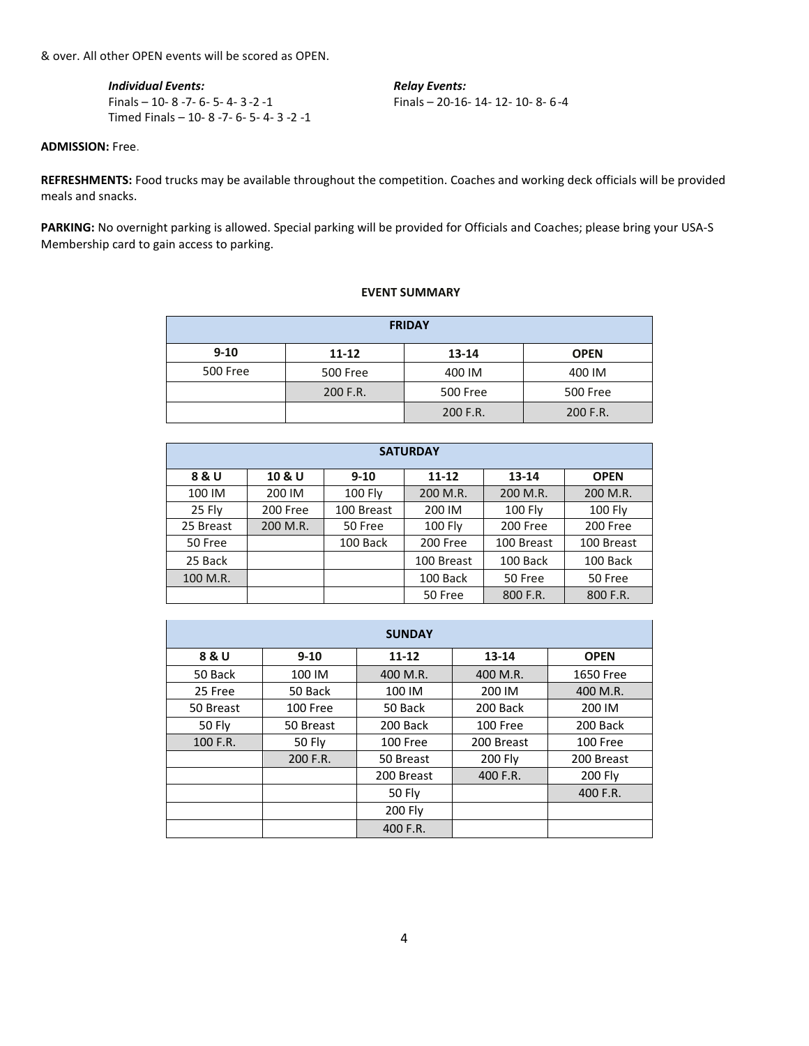& over. All other OPEN events will be scored as OPEN.

*Individual Events:*
Finals – 10- 8 -7- 6- 5- 4- 3 -2 -1
Timed Finals – 10- 8 -7- 6- 5- 4- 3 -2 -1

*Relay Events:*
Finals – 20-16- 14- 12- 10- 8- 6 -4

**ADMISSION:** Free.

**REFRESHMENTS:** Food trucks may be available throughout the competition. Coaches and working deck officials will be provided meals and snacks.

**PARKING:** No overnight parking is allowed. Special parking will be provided for Officials and Coaches; please bring your USA-S Membership card to gain access to parking.

**EVENT SUMMARY**

| FRIDAY | | | |
|---|---|---|---|
| **9-10** | **11-12** | **13-14** | **OPEN** |
| 500 Free | 500 Free | 400 IM | 400 IM |
| | 200 F.R. | 500 Free | 500 Free |
| | | 200 F.R. | 200 F.R. |

| SATURDAY | | | | | |
|---|---|---|---|---|---|
| **8 & U** | **10 & U** | **9-10** | **11-12** | **13-14** | **OPEN** |
| 100 IM | 200 IM | 100 Fly | 200 M.R. | 200 M.R. | 200 M.R. |
| 25 Fly | 200 Free | 100 Breast | 200 IM | 100 Fly | 100 Fly |
| 25 Breast | 200 M.R. | 50 Free | 100 Fly | 200 Free | 200 Free |
| 50 Free | | 100 Back | 200 Free | 100 Breast | 100 Breast |
| 25 Back | | | 100 Breast | 100 Back | 100 Back |
| 100 M.R. | | | 100 Back | 50 Free | 50 Free |
| | | | 50 Free | 800 F.R. | 800 F.R. |

| SUNDAY | | | | |
|---|---|---|---|---|
| **8 & U** | **9-10** | **11-12** | **13-14** | **OPEN** |
| 50 Back | 100 IM | 400 M.R. | 400 M.R. | 1650 Free |
| 25 Free | 50 Back | 100 IM | 200 IM | 400 M.R. |
| 50 Breast | 100 Free | 50 Back | 200 Back | 200 IM |
| 50 Fly | 50 Breast | 200 Back | 100 Free | 200 Back |
| 100 F.R. | 50 Fly | 100 Free | 200 Breast | 100 Free |
| | 200 F.R. | 50 Breast | 200 Fly | 200 Breast |
| | | 200 Breast | 400 F.R. | 200 Fly |
| | | 50 Fly | | 400 F.R. |
| | | 200 Fly | | |
| | | 400 F.R. | | |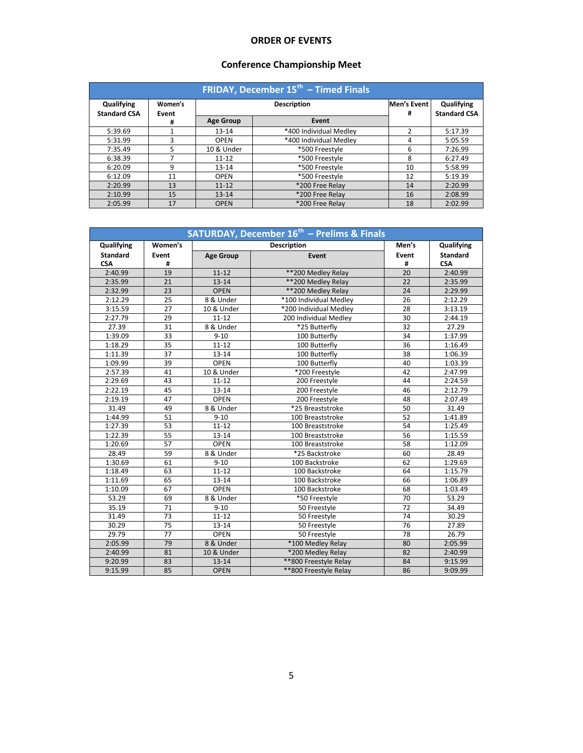# ORDER OF EVENTS

## Conference Championship Meet

| FRIDAY, December 15th – Timed Finals | | | | | |
|---|---|---|---|---|---|
| Qualifying Standard CSA | Women's Event # | Description | | Men's Event # | Qualifying Standard CSA |
| | | Age Group | Event | | |
| 5:39.69 | 1 | 13-14 | *400 Individual Medley | 2 | 5:17.39 |
| 5:31.99 | 3 | OPEN | *400 Individual Medley | 4 | 5:05.59 |
| 7:35.49 | 5 | 10 & Under | *500 Freestyle | 6 | 7:26.99 |
| 6:38.39 | 7 | 11-12 | *500 Freestyle | 8 | 6:27.49 |
| 6:20.09 | 9 | 13-14 | *500 Freestyle | 10 | 5:58.99 |
| 6:12.09 | 11 | OPEN | *500 Freestyle | 12 | 5:19.39 |
| 2:20.99 | 13 | 11-12 | *200 Free Relay | 14 | 2:20.99 |
| 2:10.99 | 15 | 13-14 | *200 Free Relay | 16 | 2:08.99 |
| 2:05.99 | 17 | OPEN | *200 Free Relay | 18 | 2:02.99 |

| SATURDAY, December 16th – Prelims & Finals | | | | | |
|---|---|---|---|---|---|
| Qualifying Standard CSA | Women's Event # | Description | | Men's Event # | Qualifying Standard CSA |
| | | Age Group | Event | | |
| 2:40.99 | 19 | 11-12 | **200 Medley Relay | 20 | 2:40.99 |
| 2:35.99 | 21 | 13-14 | **200 Medley Relay | 22 | 2:35.99 |
| 2:32.99 | 23 | OPEN | **200 Medley Relay | 24 | 2:29.99 |
| 2:12.29 | 25 | 8 & Under | *100 Individual Medley | 26 | 2:12.29 |
| 3:15.59 | 27 | 10 & Under | *200 Individual Medley | 28 | 3:13.19 |
| 2:27.79 | 29 | 11-12 | 200 Individual Medley | 30 | 2:44.19 |
| 27.39 | 31 | 8 & Under | *25 Butterfly | 32 | 27.29 |
| 1:39.09 | 33 | 9-10 | 100 Butterfly | 34 | 1:37.99 |
| 1:18.29 | 35 | 11-12 | 100 Butterfly | 36 | 1:16.49 |
| 1:11.39 | 37 | 13-14 | 100 Butterfly | 38 | 1:06.39 |
| 1:09.99 | 39 | OPEN | 100 Butterfly | 40 | 1:03.39 |
| 2:57.39 | 41 | 10 & Under | *200 Freestyle | 42 | 2:47.99 |
| 2:29.69 | 43 | 11-12 | 200 Freestyle | 44 | 2:24.59 |
| 2:22.19 | 45 | 13-14 | 200 Freestyle | 46 | 2:12.79 |
| 2:19.19 | 47 | OPEN | 200 Freestyle | 48 | 2:07.49 |
| 31.49 | 49 | 8 & Under | *25 Breaststroke | 50 | 31.49 |
| 1:44.99 | 51 | 9-10 | 100 Breaststroke | 52 | 1:41.89 |
| 1:27.39 | 53 | 11-12 | 100 Breaststroke | 54 | 1:25.49 |
| 1:22.39 | 55 | 13-14 | 100 Breaststroke | 56 | 1:15.59 |
| 1:20.69 | 57 | OPEN | 100 Breaststroke | 58 | 1:12.09 |
| 28.49 | 59 | 8 & Under | *25 Backstroke | 60 | 28.49 |
| 1:30.69 | 61 | 9-10 | 100 Backstroke | 62 | 1:29.69 |
| 1:18.49 | 63 | 11-12 | 100 Backstroke | 64 | 1:15.79 |
| 1:11.69 | 65 | 13-14 | 100 Backstroke | 66 | 1:06.89 |
| 1:10.09 | 67 | OPEN | 100 Backstroke | 68 | 1:03.49 |
| 53.29 | 69 | 8 & Under | *50 Freestyle | 70 | 53.29 |
| 35.19 | 71 | 9-10 | 50 Freestyle | 72 | 34.49 |
| 31.49 | 73 | 11-12 | 50 Freestyle | 74 | 30.29 |
| 30.29 | 75 | 13-14 | 50 Freestyle | 76 | 27.89 |
| 29.79 | 77 | OPEN | 50 Freestyle | 78 | 26.79 |
| 2:05.99 | 79 | 8 & Under | *100 Medley Relay | 80 | 2:05.99 |
| 2:40.99 | 81 | 10 & Under | *200 Medley Relay | 82 | 2:40.99 |
| 9:20.99 | 83 | 13-14 | **800 Freestyle Relay | 84 | 9:15.99 |
| 9:15.99 | 85 | OPEN | **800 Freestyle Relay | 86 | 9:09.99 |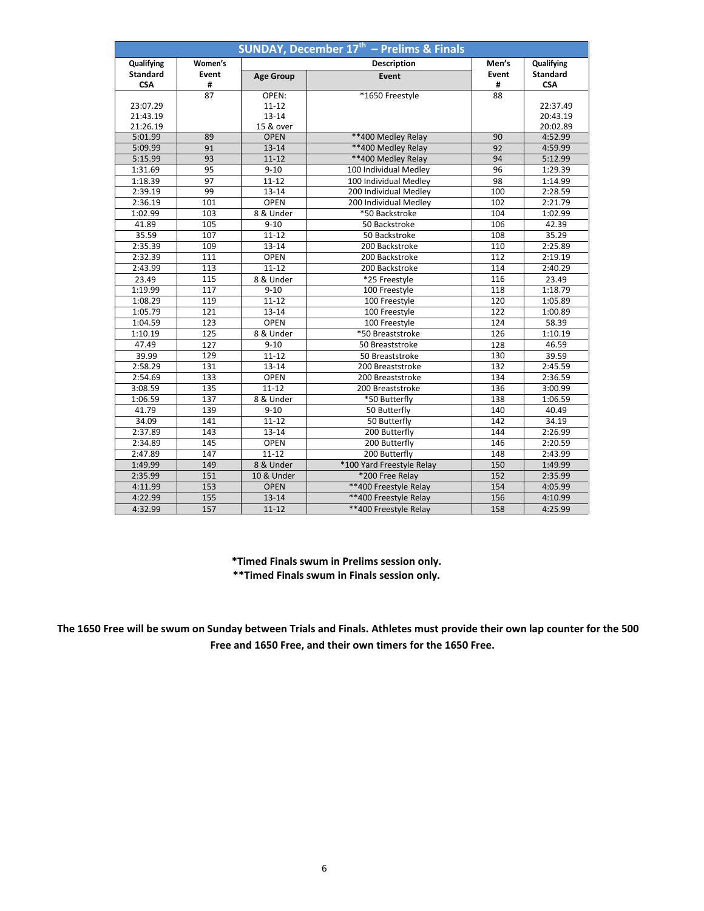| SUNDAY, December 17th – Prelims & Finals | | | | | |
|---|---|---|---|---|---|
| Qualifying Standard CSA | Women's Event # | Age Group | Event | Men's Event # | Qualifying Standard CSA |
| | 87 | OPEN: | *1650 Freestyle | 88 | |
| 23:07.29 | | 11-12 | | | 22:37.49 |
| 21:43.19 | | 13-14 | | | 20:43.19 |
| 21:26.19 | | 15 & over | | | 20:02.89 |
| 5:01.99 | 89 | OPEN | **400 Medley Relay | 90 | 4:52.99 |
| 5:09.99 | 91 | 13-14 | **400 Medley Relay | 92 | 4:59.99 |
| 5:15.99 | 93 | 11-12 | **400 Medley Relay | 94 | 5:12.99 |
| 1:31.69 | 95 | 9-10 | 100 Individual Medley | 96 | 1:29.39 |
| 1:18.39 | 97 | 11-12 | 100 Individual Medley | 98 | 1:14.99 |
| 2:39.19 | 99 | 13-14 | 200 Individual Medley | 100 | 2:28.59 |
| 2:36.19 | 101 | OPEN | 200 Individual Medley | 102 | 2:21.79 |
| 1:02.99 | 103 | 8 & Under | *50 Backstroke | 104 | 1:02.99 |
| 41.89 | 105 | 9-10 | 50 Backstroke | 106 | 42.39 |
| 35.59 | 107 | 11-12 | 50 Backstroke | 108 | 35.29 |
| 2:35.39 | 109 | 13-14 | 200 Backstroke | 110 | 2:25.89 |
| 2:32.39 | 111 | OPEN | 200 Backstroke | 112 | 2:19.19 |
| 2:43.99 | 113 | 11-12 | 200 Backstroke | 114 | 2:40.29 |
| 23.49 | 115 | 8 & Under | *25 Freestyle | 116 | 23.49 |
| 1:19.99 | 117 | 9-10 | 100 Freestyle | 118 | 1:18.79 |
| 1:08.29 | 119 | 11-12 | 100 Freestyle | 120 | 1:05.89 |
| 1:05.79 | 121 | 13-14 | 100 Freestyle | 122 | 1:00.89 |
| 1:04.59 | 123 | OPEN | 100 Freestyle | 124 | 58.39 |
| 1:10.19 | 125 | 8 & Under | *50 Breaststroke | 126 | 1:10.19 |
| 47.49 | 127 | 9-10 | 50 Breaststroke | 128 | 46.59 |
| 39.99 | 129 | 11-12 | 50 Breaststroke | 130 | 39.59 |
| 2:58.29 | 131 | 13-14 | 200 Breaststroke | 132 | 2:45.59 |
| 2:54.69 | 133 | OPEN | 200 Breaststroke | 134 | 2:36.59 |
| 3:08.59 | 135 | 11-12 | 200 Breaststroke | 136 | 3:00.99 |
| 1:06.59 | 137 | 8 & Under | *50 Butterfly | 138 | 1:06.59 |
| 41.79 | 139 | 9-10 | 50 Butterfly | 140 | 40.49 |
| 34.09 | 141 | 11-12 | 50 Butterfly | 142 | 34.19 |
| 2:37.89 | 143 | 13-14 | 200 Butterfly | 144 | 2:26.99 |
| 2:34.89 | 145 | OPEN | 200 Butterfly | 146 | 2:20.59 |
| 2:47.89 | 147 | 11-12 | 200 Butterfly | 148 | 2:43.99 |
| 1:49.99 | 149 | 8 & Under | *100 Yard Freestyle Relay | 150 | 1:49.99 |
| 2:35.99 | 151 | 10 & Under | *200 Free Relay | 152 | 2:35.99 |
| 4:11.99 | 153 | OPEN | **400 Freestyle Relay | 154 | 4:05.99 |
| 4:22.99 | 155 | 13-14 | **400 Freestyle Relay | 156 | 4:10.99 |
| 4:32.99 | 157 | 11-12 | **400 Freestyle Relay | 158 | 4:25.99 |

**\*Timed Finals swum in Prelims session only.**
**\*\*Timed Finals swum in Finals session only.**

**The 1650 Free will be swum on Sunday between Trials and Finals. Athletes must provide their own lap counter for the 500 Free and 1650 Free, and their own timers for the 1650 Free.**